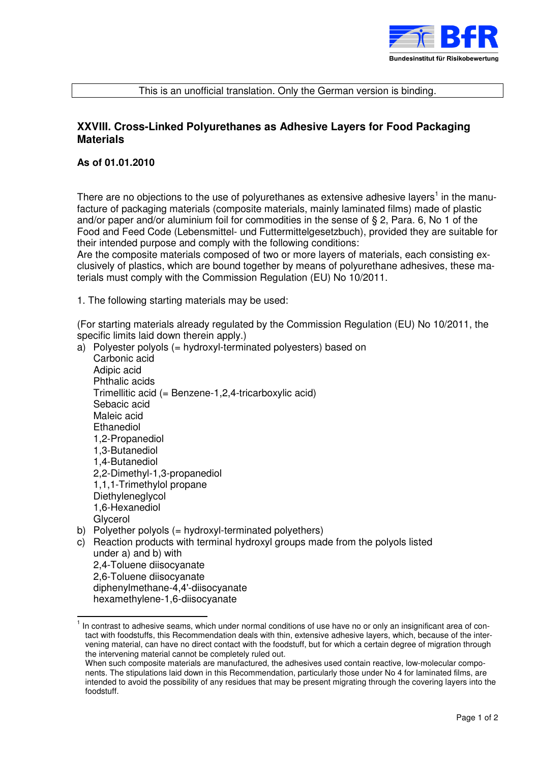This is an unofficial translation. Only the German version is binding.

## XXVIII. Cross-Linked Polyurethanes as Adhesive Layers for Food Packaging Materials

**As of 01.01.2010**

There are no objections to the use of polyurethanes as extensive adhesive layers[1] in the manufacture of packaging materials (composite materials, mainly laminated films) made of plastic and/or paper and/or aluminium foil for commodities in the sense of § 2, Para. 6, No 1 of the Food and Feed Code (Lebensmittel- und Futtermittelgesetzbuch), provided they are suitable for their intended purpose and comply with the following conditions:
Are the composite materials composed of two or more layers of materials, each consisting exclusively of plastics, which are bound together by means of polyurethane adhesives, these materials must comply with the Commission Regulation (EU) No 10/2011.

1. The following starting materials may be used:

(For starting materials already regulated by the Commission Regulation (EU) No 10/2011, the specific limits laid down therein apply.)

a) Polyester polyols (= hydroxyl-terminated polyesters) based on
   Carbonic acid
   Adipic acid
   Phthalic acids
   Trimellitic acid (= Benzene-1,2,4-tricarboxylic acid)
   Sebacic acid
   Maleic acid
   Ethanediol
   1,2-Propanediol
   1,3-Butanediol
   1,4-Butanediol
   2,2-Dimethyl-1,3-propanediol
   1,1,1-Trimethylol propane
   Diethyleneglycol
   1,6-Hexanediol
   Glycerol
b) Polyether polyols (= hydroxyl-terminated polyethers)
c) Reaction products with terminal hydroxyl groups made from the polyols listed under a) and b) with
   2,4-Toluene diisocyanate
   2,6-Toluene diisocyanate
   diphenylmethane-4,4'-diisocyanate
   hexamethylene-1,6-diisocyanate

---

[1] In contrast to adhesive seams, which under normal conditions of use have no or only an insignificant area of contact with foodstuffs, this Recommendation deals with thin, extensive adhesive layers, which, because of the intervening material, can have no direct contact with the foodstuff, but for which a certain degree of migration through the intervening material cannot be completely ruled out.
When such composite materials are manufactured, the adhesives used contain reactive, low-molecular components. The stipulations laid down in this Recommendation, particularly those under No 4 for laminated films, are intended to avoid the possibility of any residues that may be present migrating through the covering layers into the foodstuff.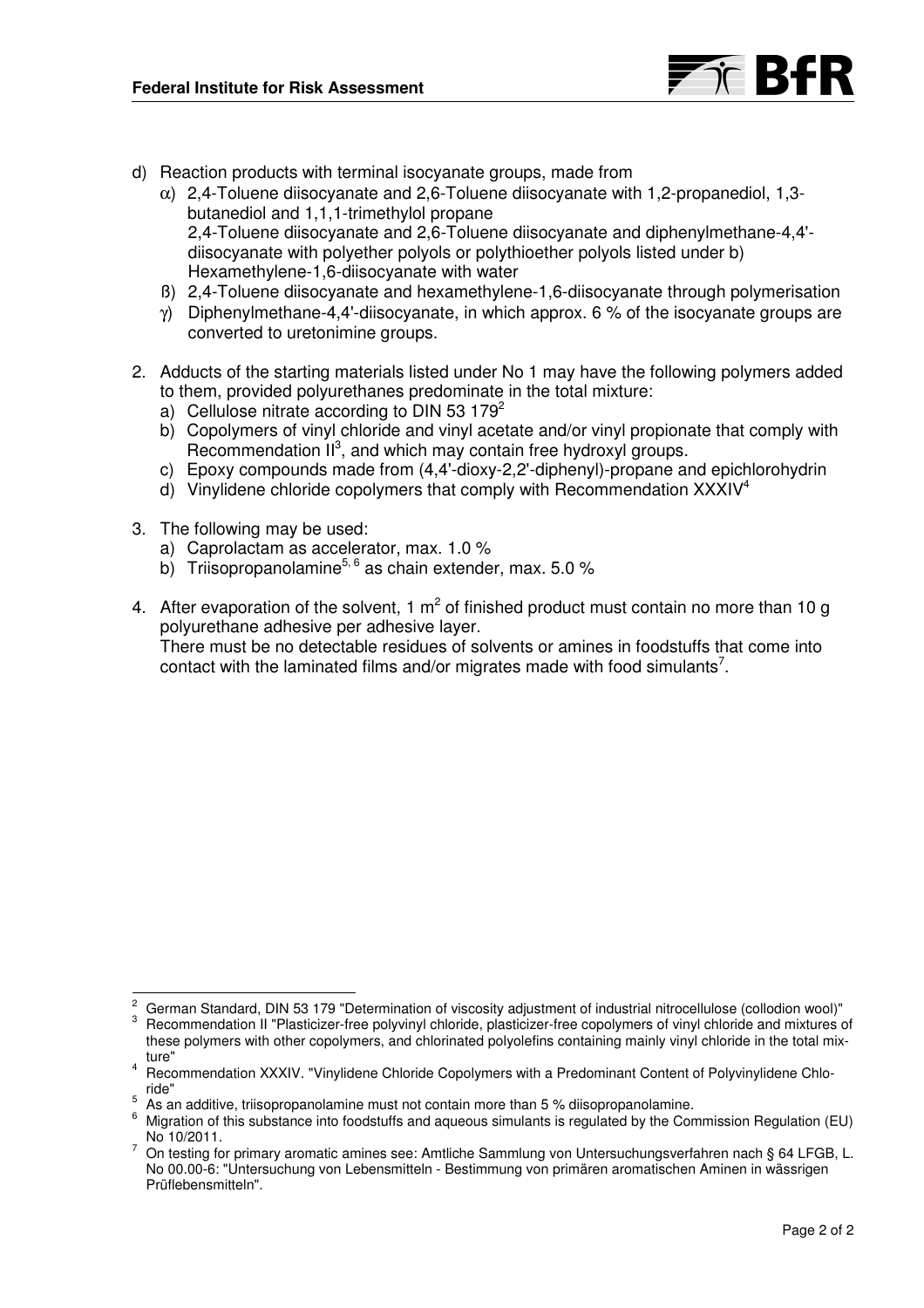d) Reaction products with terminal isocyanate groups, made from
   - α) 2,4-Toluene diisocyanate and 2,6-Toluene diisocyanate with 1,2-propanediol, 1,3-butanediol and 1,1,1-trimethylol propane
     2,4-Toluene diisocyanate and 2,6-Toluene diisocyanate and diphenylmethane-4,4'-diisocyanate with polyether polyols or polythioether polyols listed under b)
     Hexamethylene-1,6-diisocyanate with water
   - ß) 2,4-Toluene diisocyanate and hexamethylene-1,6-diisocyanate through polymerisation
   - γ) Diphenylmethane-4,4'-diisocyanate, in which approx. 6 % of the isocyanate groups are converted to uretonimine groups.

2. Adducts of the starting materials listed under No 1 may have the following polymers added to them, provided polyurethanes predominate in the total mixture:
   a) Cellulose nitrate according to DIN 53 179[2]
   b) Copolymers of vinyl chloride and vinyl acetate and/or vinyl propionate that comply with Recommendation II[3], and which may contain free hydroxyl groups.
   c) Epoxy compounds made from (4,4'-dioxy-2,2'-diphenyl)-propane and epichlorohydrin
   d) Vinylidene chloride copolymers that comply with Recommendation XXXIV[4]

3. The following may be used:
   a) Caprolactam as accelerator, max. 1.0 %
   b) Triisopropanolamine[5, 6] as chain extender, max. 5.0 %

4. After evaporation of the solvent, 1 $m^2$ of finished product must contain no more than 10 g polyurethane adhesive per adhesive layer.
   There must be no detectable residues of solvents or amines in foodstuffs that come into contact with the laminated films and/or migrates made with food simulants[7].

---

[2] German Standard, DIN 53 179 "Determination of viscosity adjustment of industrial nitrocellulose (collodion wool)"

[3] Recommendation II "Plasticizer-free polyvinyl chloride, plasticizer-free copolymers of vinyl chloride and mixtures of these polymers with other copolymers, and chlorinated polyolefins containing mainly vinyl chloride in the total mixture"

[4] Recommendation XXXIV. "Vinylidene Chloride Copolymers with a Predominant Content of Polyvinylidene Chloride"

[5] As an additive, triisopropanolamine must not contain more than 5 % diisopropanolamine.

[6] Migration of this substance into foodstuffs and aqueous simulants is regulated by the Commission Regulation (EU) No 10/2011.

[7] On testing for primary aromatic amines see: Amtliche Sammlung von Untersuchungsverfahren nach § 64 LFGB, L. No 00.00-6: "Untersuchung von Lebensmitteln - Bestimmung von primären aromatischen Aminen in wässrigen Prüflebensmitteln".